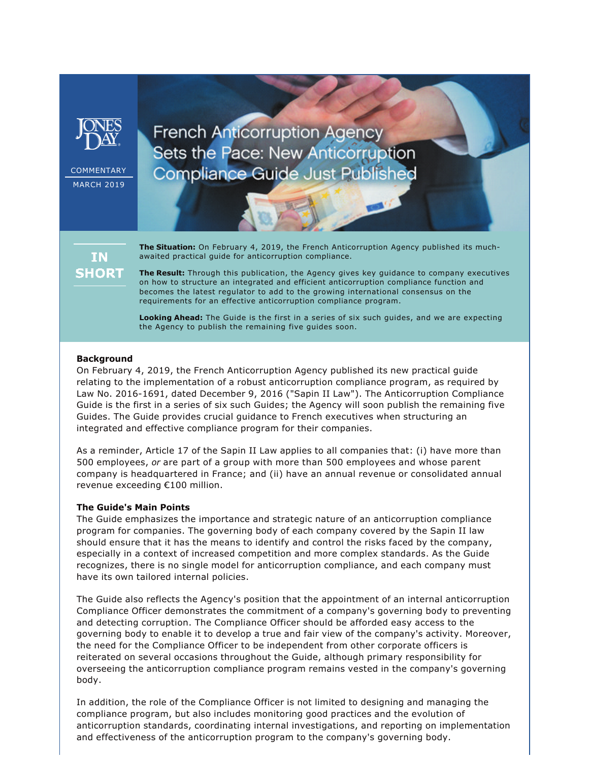JONES DAY

COMMENTARY

MARCH 2019

# French Anticorruption Agency Sets the Pace: New Anticorruption Compliance Guide Just Published

## IN SHORT

**The Situation:** On February 4, 2019, the French Anticorruption Agency published its much-awaited practical guide for anticorruption compliance.

**The Result:** Through this publication, the Agency gives key guidance to company executives on how to structure an integrated and efficient anticorruption compliance function and becomes the latest regulator to add to the growing international consensus on the requirements for an effective anticorruption compliance program.

**Looking Ahead:** The Guide is the first in a series of six such guides, and we are expecting the Agency to publish the remaining five guides soon.

**Background**

On February 4, 2019, the French Anticorruption Agency published its new practical guide relating to the implementation of a robust anticorruption compliance program, as required by Law No. 2016-1691, dated December 9, 2016 ("Sapin II Law"). The Anticorruption Compliance Guide is the first in a series of six such Guides; the Agency will soon publish the remaining five Guides. The Guide provides crucial guidance to French executives when structuring an integrated and effective compliance program for their companies.

As a reminder, Article 17 of the Sapin II Law applies to all companies that: (i) have more than 500 employees, *or* are part of a group with more than 500 employees and whose parent company is headquartered in France; and (ii) have an annual revenue or consolidated annual revenue exceeding €100 million.

**The Guide's Main Points**

The Guide emphasizes the importance and strategic nature of an anticorruption compliance program for companies. The governing body of each company covered by the Sapin II law should ensure that it has the means to identify and control the risks faced by the company, especially in a context of increased competition and more complex standards. As the Guide recognizes, there is no single model for anticorruption compliance, and each company must have its own tailored internal policies.

The Guide also reflects the Agency's position that the appointment of an internal anticorruption Compliance Officer demonstrates the commitment of a company's governing body to preventing and detecting corruption. The Compliance Officer should be afforded easy access to the governing body to enable it to develop a true and fair view of the company's activity. Moreover, the need for the Compliance Officer to be independent from other corporate officers is reiterated on several occasions throughout the Guide, although primary responsibility for overseeing the anticorruption compliance program remains vested in the company's governing body.

In addition, the role of the Compliance Officer is not limited to designing and managing the compliance program, but also includes monitoring good practices and the evolution of anticorruption standards, coordinating internal investigations, and reporting on implementation and effectiveness of the anticorruption program to the company's governing body.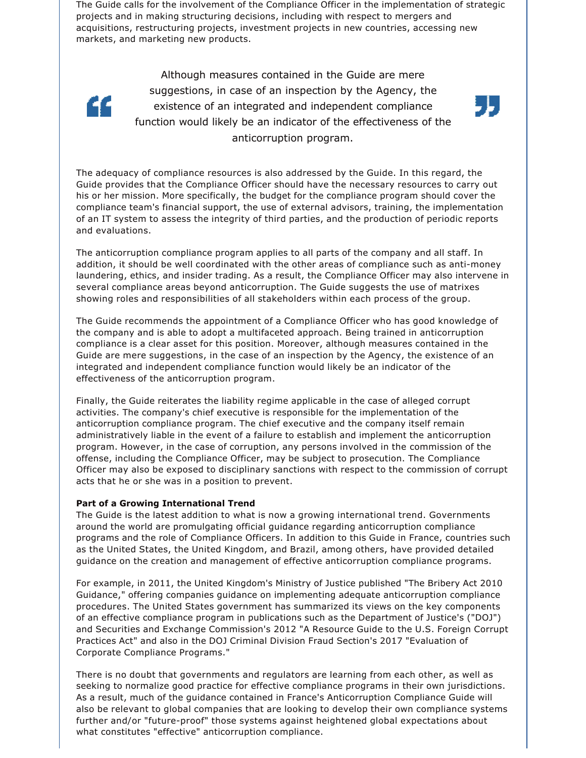The Guide calls for the involvement of the Compliance Officer in the implementation of strategic projects and in making structuring decisions, including with respect to mergers and acquisitions, restructuring projects, investment projects in new countries, accessing new markets, and marketing new products.

> Although measures contained in the Guide are mere suggestions, in case of an inspection by the Agency, the existence of an integrated and independent compliance function would likely be an indicator of the effectiveness of the anticorruption program.

The adequacy of compliance resources is also addressed by the Guide. In this regard, the Guide provides that the Compliance Officer should have the necessary resources to carry out his or her mission. More specifically, the budget for the compliance program should cover the compliance team's financial support, the use of external advisors, training, the implementation of an IT system to assess the integrity of third parties, and the production of periodic reports and evaluations.

The anticorruption compliance program applies to all parts of the company and all staff. In addition, it should be well coordinated with the other areas of compliance such as anti-money laundering, ethics, and insider trading. As a result, the Compliance Officer may also intervene in several compliance areas beyond anticorruption. The Guide suggests the use of matrixes showing roles and responsibilities of all stakeholders within each process of the group.

The Guide recommends the appointment of a Compliance Officer who has good knowledge of the company and is able to adopt a multifaceted approach. Being trained in anticorruption compliance is a clear asset for this position. Moreover, although measures contained in the Guide are mere suggestions, in the case of an inspection by the Agency, the existence of an integrated and independent compliance function would likely be an indicator of the effectiveness of the anticorruption program.

Finally, the Guide reiterates the liability regime applicable in the case of alleged corrupt activities. The company's chief executive is responsible for the implementation of the anticorruption compliance program. The chief executive and the company itself remain administratively liable in the event of a failure to establish and implement the anticorruption program. However, in the case of corruption, any persons involved in the commission of the offense, including the Compliance Officer, may be subject to prosecution. The Compliance Officer may also be exposed to disciplinary sanctions with respect to the commission of corrupt acts that he or she was in a position to prevent.

**Part of a Growing International Trend**

The Guide is the latest addition to what is now a growing international trend. Governments around the world are promulgating official guidance regarding anticorruption compliance programs and the role of Compliance Officers. In addition to this Guide in France, countries such as the United States, the United Kingdom, and Brazil, among others, have provided detailed guidance on the creation and management of effective anticorruption compliance programs.

For example, in 2011, the United Kingdom's Ministry of Justice published "The Bribery Act 2010 Guidance," offering companies guidance on implementing adequate anticorruption compliance procedures. The United States government has summarized its views on the key components of an effective compliance program in publications such as the Department of Justice's ("DOJ") and Securities and Exchange Commission's 2012 "A Resource Guide to the U.S. Foreign Corrupt Practices Act" and also in the DOJ Criminal Division Fraud Section's 2017 "Evaluation of Corporate Compliance Programs."

There is no doubt that governments and regulators are learning from each other, as well as seeking to normalize good practice for effective compliance programs in their own jurisdictions. As a result, much of the guidance contained in France's Anticorruption Compliance Guide will also be relevant to global companies that are looking to develop their own compliance systems further and/or "future-proof" those systems against heightened global expectations about what constitutes "effective" anticorruption compliance.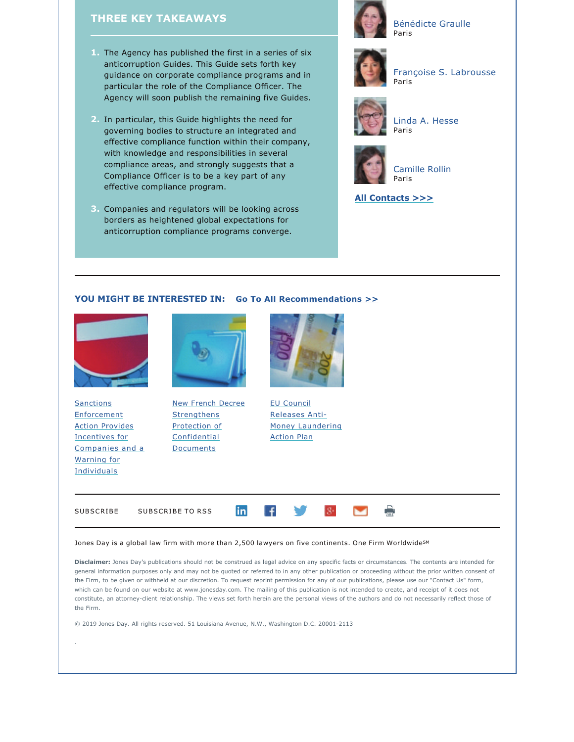## THREE KEY TAKEAWAYS

1. The Agency has published the first in a series of six anticorruption Guides. This Guide sets forth key guidance on corporate compliance programs and in particular the role of the Compliance Officer. The Agency will soon publish the remaining five Guides.
2. In particular, this Guide highlights the need for governing bodies to structure an integrated and effective compliance function within their company, with knowledge and responsibilities in several compliance areas, and strongly suggests that a Compliance Officer is to be a key part of any effective compliance program.
3. Companies and regulators will be looking across borders as heightened global expectations for anticorruption compliance programs converge.

Bénédicte Graulle
Paris

Françoise S. Labrousse
Paris

Linda A. Hesse
Paris

Camille Rollin
Paris

**All Contacts >>>**

**YOU MIGHT BE INTERESTED IN:** **Go To All Recommendations >>**

Sanctions Enforcement Action Provides Incentives for Companies and a Warning for Individuals

New French Decree Strengthens Protection of Confidential Documents

EU Council Releases Anti-Money Laundering Action Plan

SUBSCRIBE SUBSCRIBE TO RSS

Jones Day is a global law firm with more than 2,500 lawyers on five continents. One Firm Worldwide℠

**Disclaimer:** Jones Day's publications should not be construed as legal advice on any specific facts or circumstances. The contents are intended for general information purposes only and may not be quoted or referred to in any other publication or proceeding without the prior written consent of the Firm, to be given or withheld at our discretion. To request reprint permission for any of our publications, please use our "Contact Us" form, which can be found on our website at www.jonesday.com. The mailing of this publication is not intended to create, and receipt of it does not constitute, an attorney-client relationship. The views set forth herein are the personal views of the authors and do not necessarily reflect those of the Firm.

© 2019 Jones Day. All rights reserved. 51 Louisiana Avenue, N.W., Washington D.C. 20001-2113